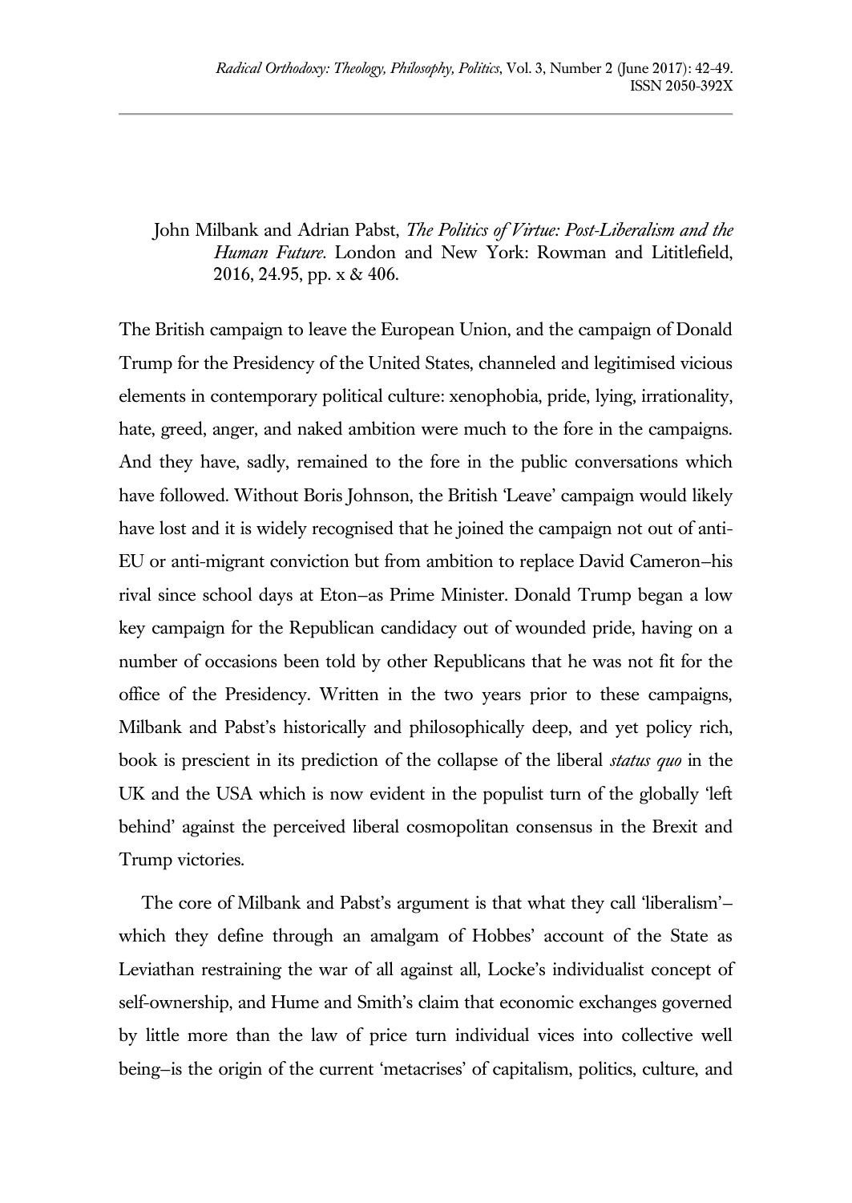John Milbank and Adrian Pabst, *The Politics of Virtue: Post-Liberalism and the Human Future*. London and New York: Rowman and Lititlefield, 2016, 24.95, pp. x & 406.

The British campaign to leave the European Union, and the campaign of Donald Trump for the Presidency of the United States, channeled and legitimised vicious elements in contemporary political culture: xenophobia, pride, lying, irrationality, hate, greed, anger, and naked ambition were much to the fore in the campaigns. And they have, sadly, remained to the fore in the public conversations which have followed. Without Boris Johnson, the British 'Leave' campaign would likely have lost and it is widely recognised that he joined the campaign not out of anti-EU or anti-migrant conviction but from ambition to replace David Cameron–his rival since school days at Eton–as Prime Minister. Donald Trump began a low key campaign for the Republican candidacy out of wounded pride, having on a number of occasions been told by other Republicans that he was not fit for the office of the Presidency. Written in the two years prior to these campaigns, Milbank and Pabst's historically and philosophically deep, and yet policy rich, book is prescient in its prediction of the collapse of the liberal *status quo* in the UK and the USA which is now evident in the populist turn of the globally 'left behind' against the perceived liberal cosmopolitan consensus in the Brexit and Trump victories.

The core of Milbank and Pabst's argument is that what they call 'liberalism'–which they define through an amalgam of Hobbes' account of the State as Leviathan restraining the war of all against all, Locke's individualist concept of self-ownership, and Hume and Smith's claim that economic exchanges governed by little more than the law of price turn individual vices into collective well being–is the origin of the current 'metacrises' of capitalism, politics, culture, and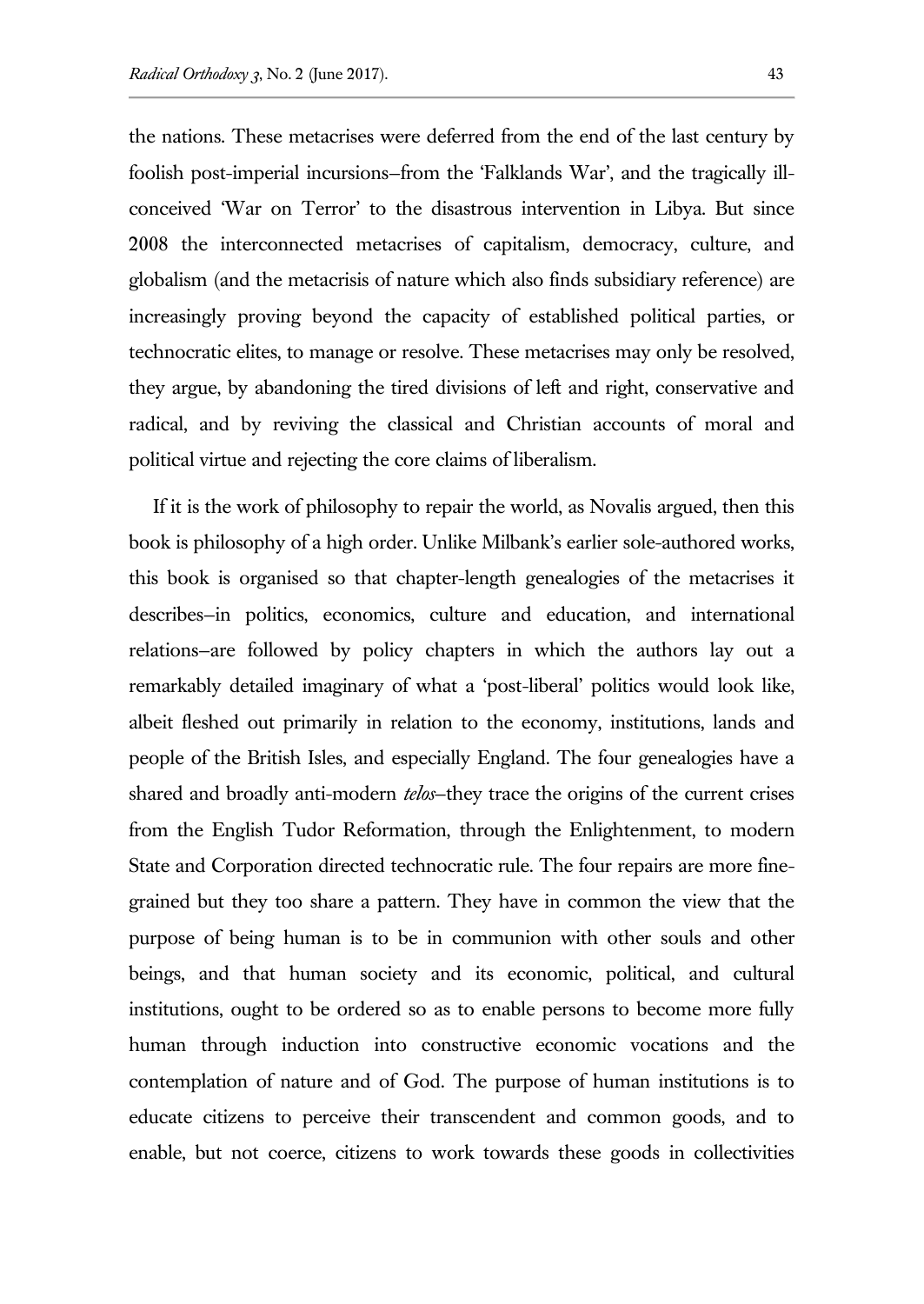the nations. These metacrises were deferred from the end of the last century by foolish post-imperial incursions—from the 'Falklands War', and the tragically ill-conceived 'War on Terror' to the disastrous intervention in Libya. But since 2008 the interconnected metacrises of capitalism, democracy, culture, and globalism (and the metacrisis of nature which also finds subsidiary reference) are increasingly proving beyond the capacity of established political parties, or technocratic elites, to manage or resolve. These metacrises may only be resolved, they argue, by abandoning the tired divisions of left and right, conservative and radical, and by reviving the classical and Christian accounts of moral and political virtue and rejecting the core claims of liberalism.

If it is the work of philosophy to repair the world, as Novalis argued, then this book is philosophy of a high order. Unlike Milbank's earlier sole-authored works, this book is organised so that chapter-length genealogies of the metacrises it describes—in politics, economics, culture and education, and international relations—are followed by policy chapters in which the authors lay out a remarkably detailed imaginary of what a 'post-liberal' politics would look like, albeit fleshed out primarily in relation to the economy, institutions, lands and people of the British Isles, and especially England. The four genealogies have a shared and broadly anti-modern *telos*—they trace the origins of the current crises from the English Tudor Reformation, through the Enlightenment, to modern State and Corporation directed technocratic rule. The four repairs are more fine-grained but they too share a pattern. They have in common the view that the purpose of being human is to be in communion with other souls and other beings, and that human society and its economic, political, and cultural institutions, ought to be ordered so as to enable persons to become more fully human through induction into constructive economic vocations and the contemplation of nature and of God. The purpose of human institutions is to educate citizens to perceive their transcendent and common goods, and to enable, but not coerce, citizens to work towards these goods in collectivities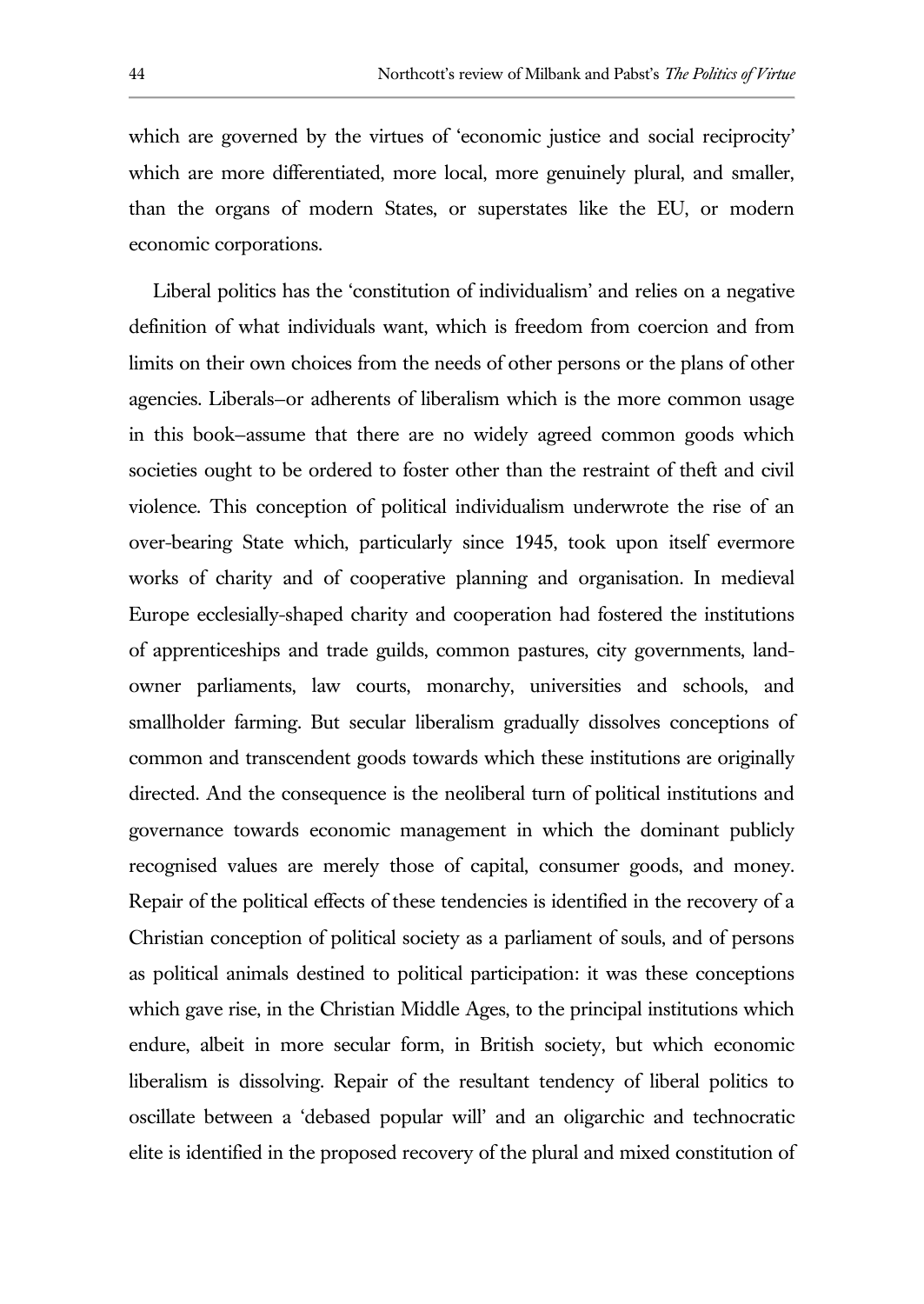which are governed by the virtues of 'economic justice and social reciprocity' which are more differentiated, more local, more genuinely plural, and smaller, than the organs of modern States, or superstates like the EU, or modern economic corporations.

Liberal politics has the 'constitution of individualism' and relies on a negative definition of what individuals want, which is freedom from coercion and from limits on their own choices from the needs of other persons or the plans of other agencies. Liberals—or adherents of liberalism which is the more common usage in this book—assume that there are no widely agreed common goods which societies ought to be ordered to foster other than the restraint of theft and civil violence. This conception of political individualism underwrote the rise of an over-bearing State which, particularly since 1945, took upon itself evermore works of charity and of cooperative planning and organisation. In medieval Europe ecclesially-shaped charity and cooperation had fostered the institutions of apprenticeships and trade guilds, common pastures, city governments, land-owner parliaments, law courts, monarchy, universities and schools, and smallholder farming. But secular liberalism gradually dissolves conceptions of common and transcendent goods towards which these institutions are originally directed. And the consequence is the neoliberal turn of political institutions and governance towards economic management in which the dominant publicly recognised values are merely those of capital, consumer goods, and money. Repair of the political effects of these tendencies is identified in the recovery of a Christian conception of political society as a parliament of souls, and of persons as political animals destined to political participation: it was these conceptions which gave rise, in the Christian Middle Ages, to the principal institutions which endure, albeit in more secular form, in British society, but which economic liberalism is dissolving. Repair of the resultant tendency of liberal politics to oscillate between a 'debased popular will' and an oligarchic and technocratic elite is identified in the proposed recovery of the plural and mixed constitution of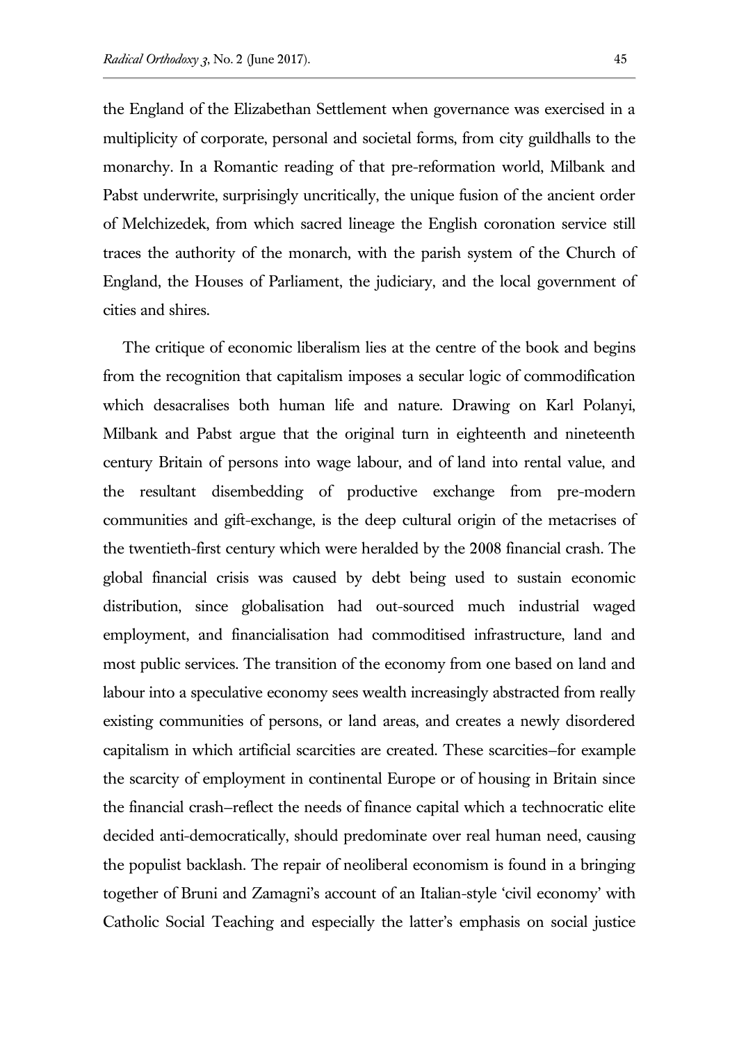the England of the Elizabethan Settlement when governance was exercised in a multiplicity of corporate, personal and societal forms, from city guildhalls to the monarchy. In a Romantic reading of that pre-reformation world, Milbank and Pabst underwrite, surprisingly uncritically, the unique fusion of the ancient order of Melchizedek, from which sacred lineage the English coronation service still traces the authority of the monarch, with the parish system of the Church of England, the Houses of Parliament, the judiciary, and the local government of cities and shires.

The critique of economic liberalism lies at the centre of the book and begins from the recognition that capitalism imposes a secular logic of commodification which desacralises both human life and nature. Drawing on Karl Polanyi, Milbank and Pabst argue that the original turn in eighteenth and nineteenth century Britain of persons into wage labour, and of land into rental value, and the resultant disembedding of productive exchange from pre-modern communities and gift-exchange, is the deep cultural origin of the metacrises of the twentieth-first century which were heralded by the 2008 financial crash. The global financial crisis was caused by debt being used to sustain economic distribution, since globalisation had out-sourced much industrial waged employment, and financialisation had commoditised infrastructure, land and most public services. The transition of the economy from one based on land and labour into a speculative economy sees wealth increasingly abstracted from really existing communities of persons, or land areas, and creates a newly disordered capitalism in which artificial scarcities are created. These scarcities–for example the scarcity of employment in continental Europe or of housing in Britain since the financial crash–reflect the needs of finance capital which a technocratic elite decided anti-democratically, should predominate over real human need, causing the populist backlash. The repair of neoliberal economism is found in a bringing together of Bruni and Zamagni's account of an Italian-style 'civil economy' with Catholic Social Teaching and especially the latter's emphasis on social justice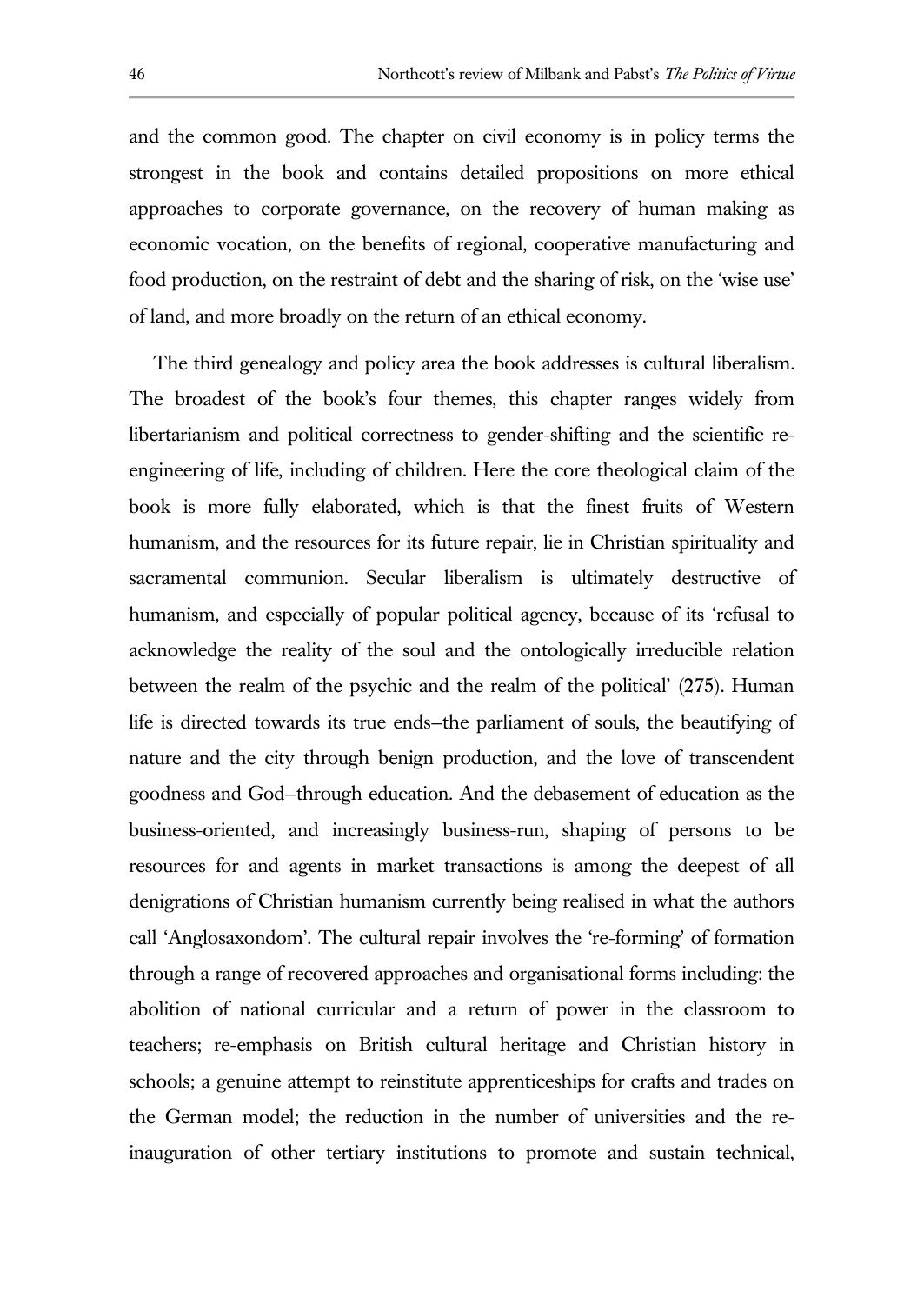and the common good. The chapter on civil economy is in policy terms the strongest in the book and contains detailed propositions on more ethical approaches to corporate governance, on the recovery of human making as economic vocation, on the benefits of regional, cooperative manufacturing and food production, on the restraint of debt and the sharing of risk, on the 'wise use' of land, and more broadly on the return of an ethical economy.

The third genealogy and policy area the book addresses is cultural liberalism. The broadest of the book's four themes, this chapter ranges widely from libertarianism and political correctness to gender-shifting and the scientific re-engineering of life, including of children. Here the core theological claim of the book is more fully elaborated, which is that the finest fruits of Western humanism, and the resources for its future repair, lie in Christian spirituality and sacramental communion. Secular liberalism is ultimately destructive of humanism, and especially of popular political agency, because of its 'refusal to acknowledge the reality of the soul and the ontologically irreducible relation between the realm of the psychic and the realm of the political' (275). Human life is directed towards its true ends–the parliament of souls, the beautifying of nature and the city through benign production, and the love of transcendent goodness and God–through education. And the debasement of education as the business-oriented, and increasingly business-run, shaping of persons to be resources for and agents in market transactions is among the deepest of all denigrations of Christian humanism currently being realised in what the authors call 'Anglosaxondom'. The cultural repair involves the 're-forming' of formation through a range of recovered approaches and organisational forms including: the abolition of national curricular and a return of power in the classroom to teachers; re-emphasis on British cultural heritage and Christian history in schools; a genuine attempt to reinstitute apprenticeships for crafts and trades on the German model; the reduction in the number of universities and the re-inauguration of other tertiary institutions to promote and sustain technical,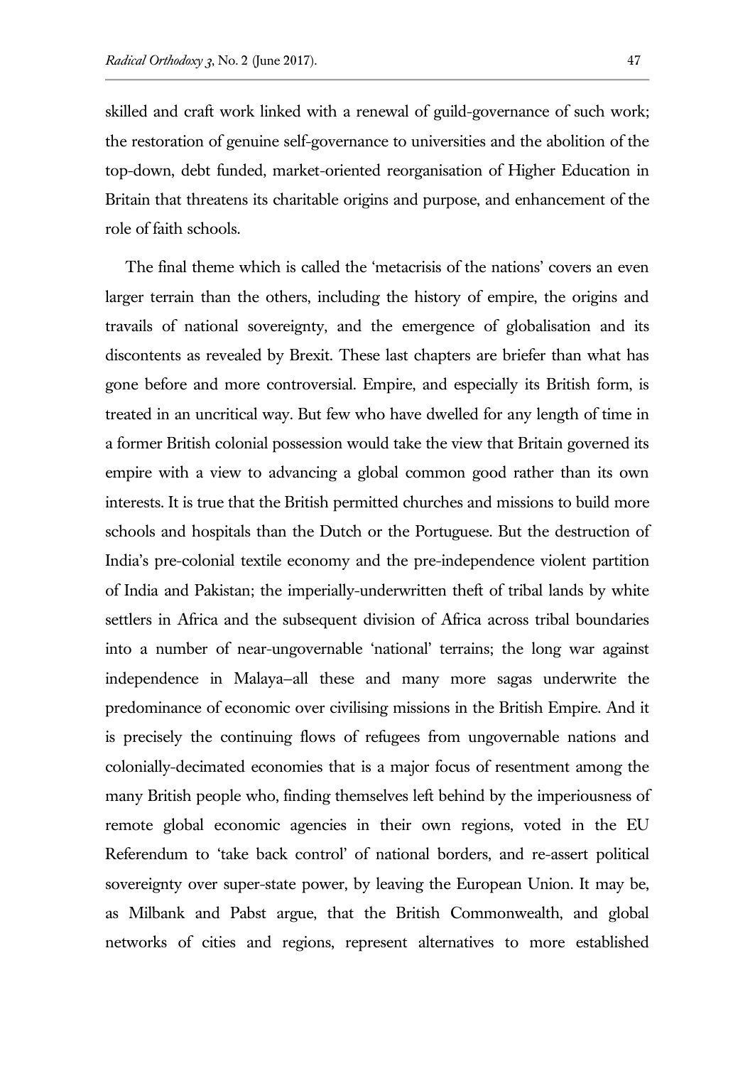skilled and craft work linked with a renewal of guild-governance of such work; the restoration of genuine self-governance to universities and the abolition of the top-down, debt funded, market-oriented reorganisation of Higher Education in Britain that threatens its charitable origins and purpose, and enhancement of the role of faith schools.

The final theme which is called the 'metacrisis of the nations' covers an even larger terrain than the others, including the history of empire, the origins and travails of national sovereignty, and the emergence of globalisation and its discontents as revealed by Brexit. These last chapters are briefer than what has gone before and more controversial. Empire, and especially its British form, is treated in an uncritical way. But few who have dwelled for any length of time in a former British colonial possession would take the view that Britain governed its empire with a view to advancing a global common good rather than its own interests. It is true that the British permitted churches and missions to build more schools and hospitals than the Dutch or the Portuguese. But the destruction of India's pre-colonial textile economy and the pre-independence violent partition of India and Pakistan; the imperially-underwritten theft of tribal lands by white settlers in Africa and the subsequent division of Africa across tribal boundaries into a number of near-ungovernable 'national' terrains; the long war against independence in Malaya—all these and many more sagas underwrite the predominance of economic over civilising missions in the British Empire. And it is precisely the continuing flows of refugees from ungovernable nations and colonially-decimated economies that is a major focus of resentment among the many British people who, finding themselves left behind by the imperiousness of remote global economic agencies in their own regions, voted in the EU Referendum to 'take back control' of national borders, and re-assert political sovereignty over super-state power, by leaving the European Union. It may be, as Milbank and Pabst argue, that the British Commonwealth, and global networks of cities and regions, represent alternatives to more established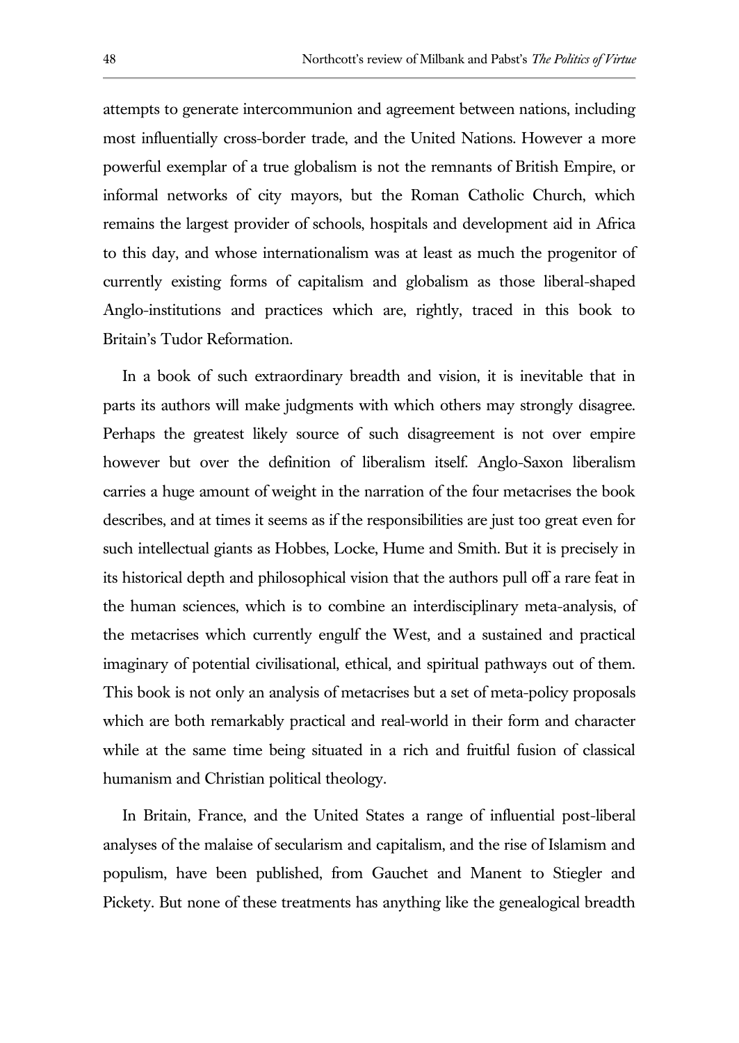attempts to generate intercommunion and agreement between nations, including most influentially cross-border trade, and the United Nations. However a more powerful exemplar of a true globalism is not the remnants of British Empire, or informal networks of city mayors, but the Roman Catholic Church, which remains the largest provider of schools, hospitals and development aid in Africa to this day, and whose internationalism was at least as much the progenitor of currently existing forms of capitalism and globalism as those liberal-shaped Anglo-institutions and practices which are, rightly, traced in this book to Britain's Tudor Reformation.

In a book of such extraordinary breadth and vision, it is inevitable that in parts its authors will make judgments with which others may strongly disagree. Perhaps the greatest likely source of such disagreement is not over empire however but over the definition of liberalism itself. Anglo-Saxon liberalism carries a huge amount of weight in the narration of the four metacrises the book describes, and at times it seems as if the responsibilities are just too great even for such intellectual giants as Hobbes, Locke, Hume and Smith. But it is precisely in its historical depth and philosophical vision that the authors pull off a rare feat in the human sciences, which is to combine an interdisciplinary meta-analysis, of the metacrises which currently engulf the West, and a sustained and practical imaginary of potential civilisational, ethical, and spiritual pathways out of them. This book is not only an analysis of metacrises but a set of meta-policy proposals which are both remarkably practical and real-world in their form and character while at the same time being situated in a rich and fruitful fusion of classical humanism and Christian political theology.

In Britain, France, and the United States a range of influential post-liberal analyses of the malaise of secularism and capitalism, and the rise of Islamism and populism, have been published, from Gauchet and Manent to Stiegler and Pickety. But none of these treatments has anything like the genealogical breadth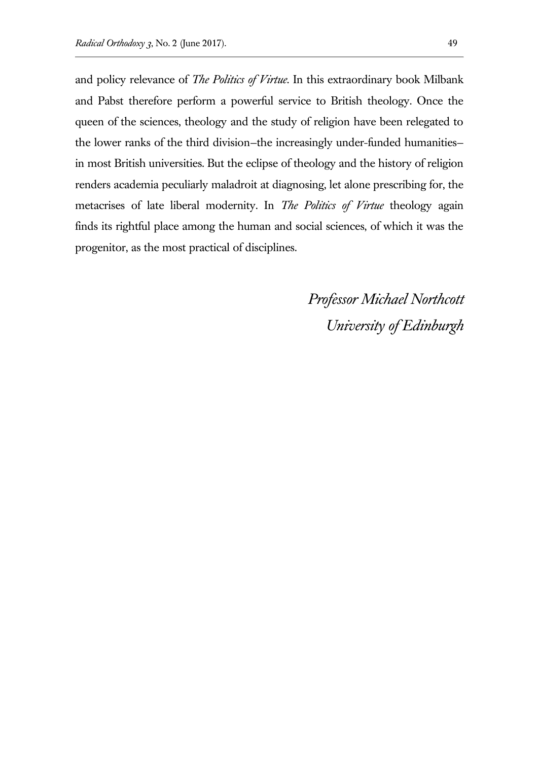and policy relevance of *The Politics of Virtue*. In this extraordinary book Milbank and Pabst therefore perform a powerful service to British theology. Once the queen of the sciences, theology and the study of religion have been relegated to the lower ranks of the third division–the increasingly under-funded humanities–in most British universities. But the eclipse of theology and the history of religion renders academia peculiarly maladroit at diagnosing, let alone prescribing for, the metacrises of late liberal modernity. In *The Politics of Virtue* theology again finds its rightful place among the human and social sciences, of which it was the progenitor, as the most practical of disciplines.

*Professor Michael Northcott*
*University of Edinburgh*